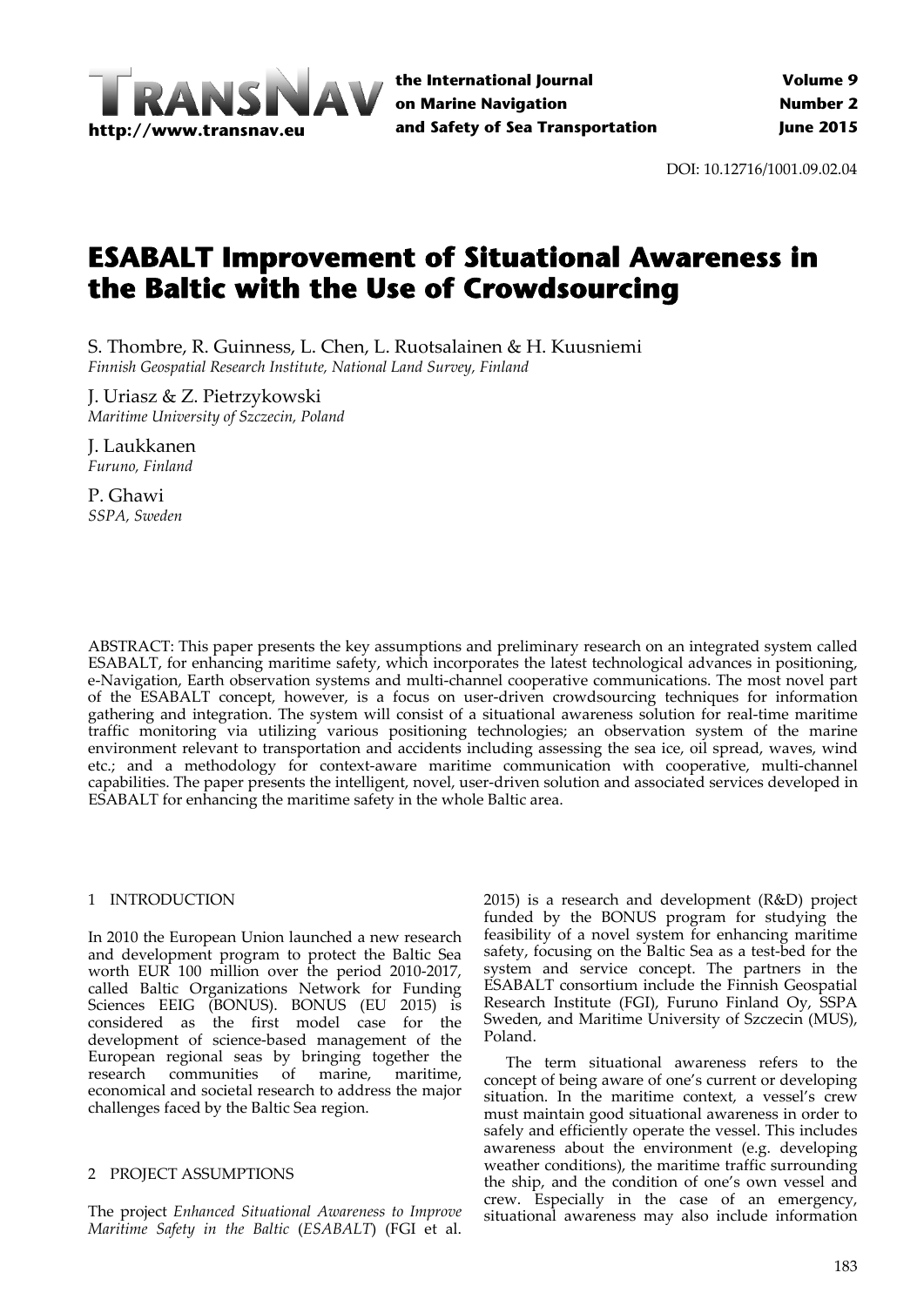DOI: 10.12716/1001.09.02.04

# ESABALT Improvement of Situational Awareness in the Baltic with the Use of Crowdsourcing

S. Thombre, R. Guinness, L. Chen, L. Ruotsalainen & H. Kuusniemi
*Finnish Geospatial Research Institute, National Land Survey, Finland*

J. Uriasz & Z. Pietrzykowski
*Maritime University of Szczecin, Poland*

J. Laukkanen
*Furuno, Finland*

P. Ghawi
*SSPA, Sweden*

ABSTRACT: This paper presents the key assumptions and preliminary research on an integrated system called ESABALT, for enhancing maritime safety, which incorporates the latest technological advances in positioning, e-Navigation, Earth observation systems and multi-channel cooperative communications. The most novel part of the ESABALT concept, however, is a focus on user-driven crowdsourcing techniques for information gathering and integration. The system will consist of a situational awareness solution for real-time maritime traffic monitoring via utilizing various positioning technologies; an observation system of the marine environment relevant to transportation and accidents including assessing the sea ice, oil spread, waves, wind etc.; and a methodology for context-aware maritime communication with cooperative, multi-channel capabilities. The paper presents the intelligent, novel, user-driven solution and associated services developed in ESABALT for enhancing the maritime safety in the whole Baltic area.

## 1 INTRODUCTION

In 2010 the European Union launched a new research and development program to protect the Baltic Sea worth EUR 100 million over the period 2010-2017, called Baltic Organizations Network for Funding Sciences EEIG (BONUS). BONUS (EU 2015) is considered as the first model case for the development of science-based management of the European regional seas by bringing together the research communities of marine, maritime, economical and societal research to address the major challenges faced by the Baltic Sea region.

## 2 PROJECT ASSUMPTIONS

The project *Enhanced Situational Awareness to Improve Maritime Safety in the Baltic* (*ESABALT*) (FGI et al. 2015) is a research and development (R&D) project funded by the BONUS program for studying the feasibility of a novel system for enhancing maritime safety, focusing on the Baltic Sea as a test-bed for the system and service concept. The partners in the ESABALT consortium include the Finnish Geospatial Research Institute (FGI), Furuno Finland Oy, SSPA Sweden, and Maritime University of Szczecin (MUS), Poland.

The term situational awareness refers to the concept of being aware of one's current or developing situation. In the maritime context, a vessel's crew must maintain good situational awareness in order to safely and efficiently operate the vessel. This includes awareness about the environment (e.g. developing weather conditions), the maritime traffic surrounding the ship, and the condition of one's own vessel and crew. Especially in the case of an emergency, situational awareness may also include information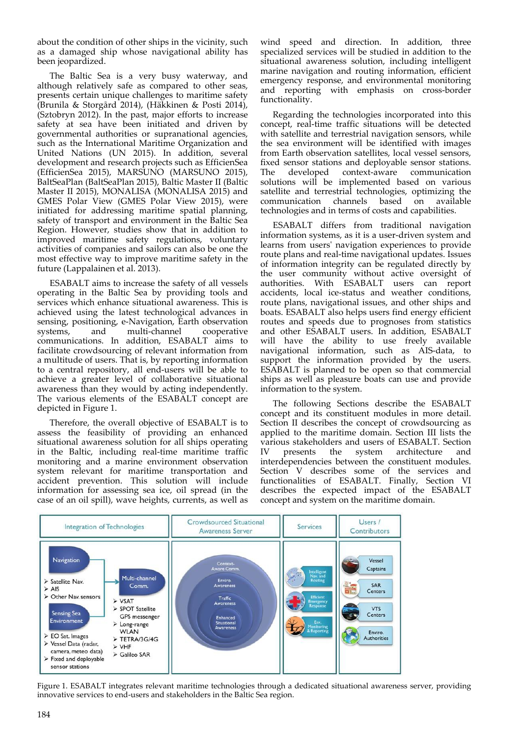about the condition of other ships in the vicinity, such as a damaged ship whose navigational ability has been jeopardized.

The Baltic Sea is a very busy waterway, and although relatively safe as compared to other seas, presents certain unique challenges to maritime safety (Brunila & Storgård 2014), (Häkkinen & Posti 2014), (Sztobryn 2012). In the past, major efforts to increase safety at sea have been initiated and driven by governmental authorities or supranational agencies, such as the International Maritime Organization and United Nations (UN 2015). In addition, several development and research projects such as EfficienSea (EfficienSea 2015), MARSUNO (MARSUNO 2015), BaltSeaPlan (BaltSeaPlan 2015), Baltic Master II (Baltic Master II 2015), MONALISA (MONALISA 2015) and GMES Polar View (GMES Polar View 2015), were initiated for addressing maritime spatial planning, safety of transport and environment in the Baltic Sea Region. However, studies show that in addition to improved maritime safety regulations, voluntary activities of companies and sailors can also be one the most effective way to improve maritime safety in the future (Lappalainen et al. 2013).

ESABALT aims to increase the safety of all vessels operating in the Baltic Sea by providing tools and services which enhance situational awareness. This is achieved using the latest technological advances in sensing, positioning, e-Navigation, Earth observation systems, and multi-channel cooperative communications. In addition, ESABALT aims to facilitate crowdsourcing of relevant information from a multitude of users. That is, by reporting information to a central repository, all end-users will be able to achieve a greater level of collaborative situational awareness than they would by acting independently. The various elements of the ESABALT concept are depicted in Figure 1.

Therefore, the overall objective of ESABALT is to assess the feasibility of providing an enhanced situational awareness solution for all ships operating in the Baltic, including real-time maritime traffic monitoring and a marine environment observation system relevant for maritime transportation and accident prevention. This solution will include information for assessing sea ice, oil spread (in the case of an oil spill), wave heights, currents, as well as wind speed and direction. In addition, three specialized services will be studied in addition to the situational awareness solution, including intelligent marine navigation and routing information, efficient emergency response, and environmental monitoring and reporting with emphasis on cross-border functionality.

Regarding the technologies incorporated into this concept, real-time traffic situations will be detected with satellite and terrestrial navigation sensors, while the sea environment will be identified with images from Earth observation satellites, local vessel sensors, fixed sensor stations and deployable sensor stations. The developed context-aware communication solutions will be implemented based on various satellite and terrestrial technologies, optimizing the communication channels based on available technologies and in terms of costs and capabilities.

ESABALT differs from traditional navigation information systems, as it is a user-driven system and learns from users' navigation experiences to provide route plans and real-time navigational updates. Issues of information integrity can be regulated directly by the user community without active oversight of authorities. With ESABALT users can report accidents, local ice-status and weather conditions, route plans, navigational issues, and other ships and boats. ESABALT also helps users find energy efficient routes and speeds due to prognoses from statistics and other ESABALT users. In addition, ESABALT will have the ability to use freely available navigational information, such as AIS-data, to support the information provided by the users. ESABALT is planned to be open so that commercial ships as well as pleasure boats can use and provide information to the system.

The following Sections describe the ESABALT concept and its constituent modules in more detail. Section II describes the concept of crowdsourcing as applied to the maritime domain. Section III lists the various stakeholders and users of ESABALT. Section IV presents the system architecture and interdependencies between the constituent modules. Section V describes some of the services and functionalities of ESABALT. Finally, Section VI describes the expected impact of the ESABALT concept and system on the maritime domain.

| Integration of Technologies | | Crowdsourced Situational Awareness Server | Services | Users / Contributors |
|---|---|---|---|---|
| **Navigation**<br>➢ Satellite Nav.<br>➢ AIS<br>➢ Other Nav. sensors<br><br>**Sensing Sea Environment**<br>➢ EO Sat. Images<br>➢ Vessel Data (radar, camera, meteo data)<br>➢ Fixed and deployable sensor stations | **Multi-channel Comm.**<br>➢ VSAT<br>➢ SPOT Satellite GPS messenger<br>➢ Long-range WLAN<br>➢ TETRA/3G/4G<br>➢ VHF<br>➢ Galileo SAR | Context-Aware Comm.<br>Enviro. Awareness<br>Traffic Awareness<br>Enhanced Situational Awareness | Intelligent Nav. and Routing<br><br>Efficient Emergency Response<br><br>Env. Monitoring & Reporting | Vessel Captains<br><br>SAR Centers<br><br>VTS Centers<br><br>Enviro. Authorities |

Figure 1. ESABALT integrates relevant maritime technologies through a dedicated situational awareness server, providing innovative services to end-users and stakeholders in the Baltic Sea region.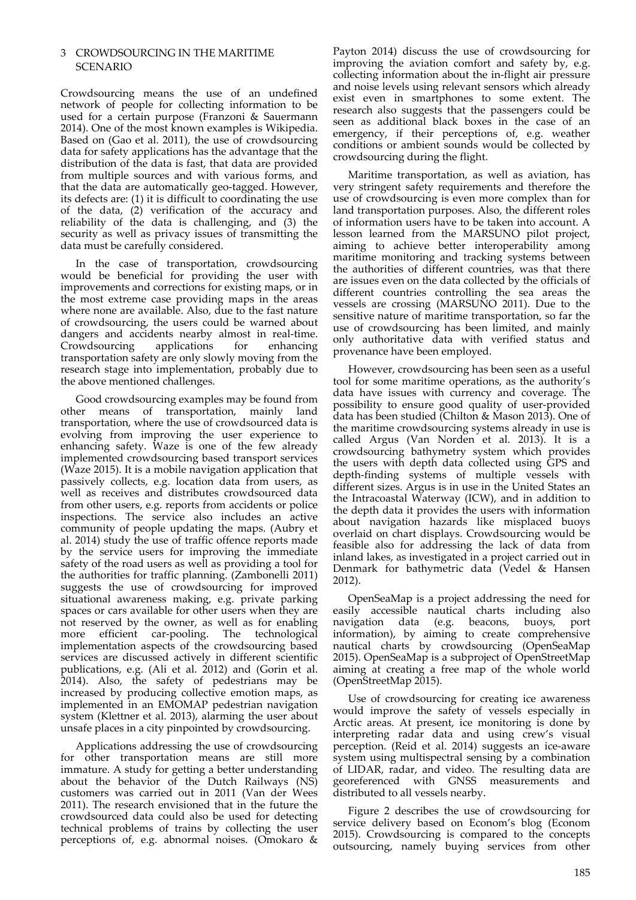## 3 CROWDSOURCING IN THE MARITIME SCENARIO

Crowdsourcing means the use of an undefined network of people for collecting information to be used for a certain purpose (Franzoni & Sauermann 2014). One of the most known examples is Wikipedia. Based on (Gao et al. 2011), the use of crowdsourcing data for safety applications has the advantage that the distribution of the data is fast, that data are provided from multiple sources and with various forms, and that the data are automatically geo-tagged. However, its defects are: (1) it is difficult to coordinating the use of the data, (2) verification of the accuracy and reliability of the data is challenging, and (3) the security as well as privacy issues of transmitting the data must be carefully considered.

In the case of transportation, crowdsourcing would be beneficial for providing the user with improvements and corrections for existing maps, or in the most extreme case providing maps in the areas where none are available. Also, due to the fast nature of crowdsourcing, the users could be warned about dangers and accidents nearby almost in real-time. Crowdsourcing applications for enhancing transportation safety are only slowly moving from the research stage into implementation, probably due to the above mentioned challenges.

Good crowdsourcing examples may be found from other means of transportation, mainly land transportation, where the use of crowdsourced data is evolving from improving the user experience to enhancing safety. Waze is one of the few already implemented crowdsourcing based transport services (Waze 2015). It is a mobile navigation application that passively collects, e.g. location data from users, as well as receives and distributes crowdsourced data from other users, e.g. reports from accidents or police inspections. The service also includes an active community of people updating the maps. (Aubry et al. 2014) study the use of traffic offence reports made by the service users for improving the immediate safety of the road users as well as providing a tool for the authorities for traffic planning. (Zambonelli 2011) suggests the use of crowdsourcing for improved situational awareness making, e.g. private parking spaces or cars available for other users when they are not reserved by the owner, as well as for enabling more efficient car-pooling. The technological implementation aspects of the crowdsourcing based services are discussed actively in different scientific publications, e.g. (Ali et al. 2012) and (Gorin et al. 2014). Also, the safety of pedestrians may be increased by producing collective emotion maps, as implemented in an EMOMAP pedestrian navigation system (Klettner et al. 2013), alarming the user about unsafe places in a city pinpointed by crowdsourcing.

Applications addressing the use of crowdsourcing for other transportation means are still more immature. A study for getting a better understanding about the behavior of the Dutch Railways (NS) customers was carried out in 2011 (Van der Wees 2011). The research envisioned that in the future the crowdsourced data could also be used for detecting technical problems of trains by collecting the user perceptions of, e.g. abnormal noises. (Omokaro & Payton 2014) discuss the use of crowdsourcing for improving the aviation comfort and safety by, e.g. collecting information about the in-flight air pressure and noise levels using relevant sensors which already exist even in smartphones to some extent. The research also suggests that the passengers could be seen as additional black boxes in the case of an emergency, if their perceptions of, e.g. weather conditions or ambient sounds would be collected by crowdsourcing during the flight.

Maritime transportation, as well as aviation, has very stringent safety requirements and therefore the use of crowdsourcing is even more complex than for land transportation purposes. Also, the different roles of information users have to be taken into account. A lesson learned from the MARSUNO pilot project, aiming to achieve better interoperability among maritime monitoring and tracking systems between the authorities of different countries, was that there are issues even on the data collected by the officials of different countries controlling the sea areas the vessels are crossing (MARSUNO 2011). Due to the sensitive nature of maritime transportation, so far the use of crowdsourcing has been limited, and mainly only authoritative data with verified status and provenance have been employed.

However, crowdsourcing has been seen as a useful tool for some maritime operations, as the authority's data have issues with currency and coverage. The possibility to ensure good quality of user-provided data has been studied (Chilton & Mason 2013). One of the maritime crowdsourcing systems already in use is called Argus (Van Norden et al. 2013). It is a crowdsourcing bathymetry system which provides the users with depth data collected using GPS and depth-finding systems of multiple vessels with different sizes. Argus is in use in the United States an the Intracoastal Waterway (ICW), and in addition to the depth data it provides the users with information about navigation hazards like misplaced buoys overlaid on chart displays. Crowdsourcing would be feasible also for addressing the lack of data from inland lakes, as investigated in a project carried out in Denmark for bathymetric data (Vedel & Hansen 2012).

OpenSeaMap is a project addressing the need for easily accessible nautical charts including also navigation data (e.g. beacons, buoys, port information), by aiming to create comprehensive nautical charts by crowdsourcing (OpenSeaMap 2015). OpenSeaMap is a subproject of OpenStreetMap aiming at creating a free map of the whole world (OpenStreetMap 2015).

Use of crowdsourcing for creating ice awareness would improve the safety of vessels especially in Arctic areas. At present, ice monitoring is done by interpreting radar data and using crew's visual perception. (Reid et al. 2014) suggests an ice-aware system using multispectral sensing by a combination of LIDAR, radar, and video. The resulting data are georeferenced with GNSS measurements and distributed to all vessels nearby.

Figure 2 describes the use of crowdsourcing for service delivery based on Econom's blog (Econom 2015). Crowdsourcing is compared to the concepts outsourcing, namely buying services from other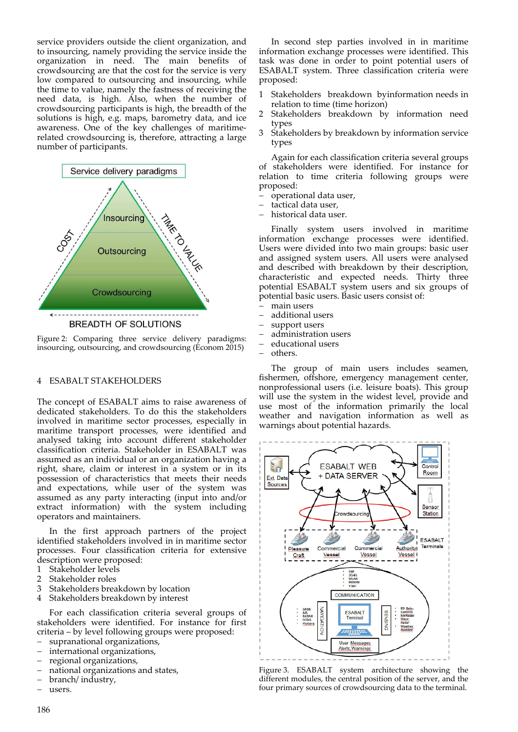service providers outside the client organization, and to insourcing, namely providing the service inside the organization in need. The main benefits of crowdsourcing are that the cost for the service is very low compared to outsourcing and insourcing, while the time to value, namely the fastness of receiving the need data, is high. Also, when the number of crowdsourcing participants is high, the breadth of the solutions is high, e.g. maps, barometry data, and ice awareness. One of the key challenges of maritime-related crowdsourcing is, therefore, attracting a large number of participants.

Figure 2: Comparing three service delivery paradigms: insourcing, outsourcing, and crowdsourcing (Econom 2015)

## 4 ESABALT STAKEHOLDERS

The concept of ESABALT aims to raise awareness of dedicated stakeholders. To do this the stakeholders involved in maritime sector processes, especially in maritime transport processes, were identified and analysed taking into account different stakeholder classification criteria. Stakeholder in ESABALT was assumed as an individual or an organization having a right, share, claim or interest in a system or in its possession of characteristics that meets their needs and expectations, while user of the system was assumed as any party interacting (input into and/or extract information) with the system including operators and maintainers.

In the first approach partners of the project identified stakeholders involved in in maritime sector processes. Four classification criteria for extensive description were proposed:

1. Stakeholder levels
2. Stakeholder roles
3. Stakeholders breakdown by location
4. Stakeholders breakdown by interest

For each classification criteria several groups of stakeholders were identified. For instance for first criteria – by level following groups were proposed:

- supranational organizations,
- international organizations,
- regional organizations,
- national organizations and states,
- branch/ industry,
- users.

In second step parties involved in in maritime information exchange processes were identified. This task was done in order to point potential users of ESABALT system. Three classification criteria were proposed:

1. Stakeholders breakdown byinformation needs in relation to time (time horizon)
2. Stakeholders breakdown by information need types
3. Stakeholders by breakdown by information service types

Again for each classification criteria several groups of stakeholders were identified. For instance for relation to time criteria following groups were proposed:

- operational data user,
- tactical data user,
- historical data user.

Finally system users involved in maritime information exchange processes were identified. Users were divided into two main groups: basic user and assigned system users. All users were analysed and described with breakdown by their description, characteristic and expected needs. Thirty three potential ESABALT system users and six groups of potential basic users. Basic users consist of:

- main users
- additional users
- support users
- administration users
- educational users
- others.

The group of main users includes seamen, fishermen, offshore, emergency management center, nonprofessional users (i.e. leisure boats). This group will use the system in the widest level, provide and use most of the information primarily the local weather and navigation information as well as warnings about potential hazards.

Figure 3. ESABALT system architecture showing the different modules, the central position of the server, and the four primary sources of crowdsourcing data to the terminal.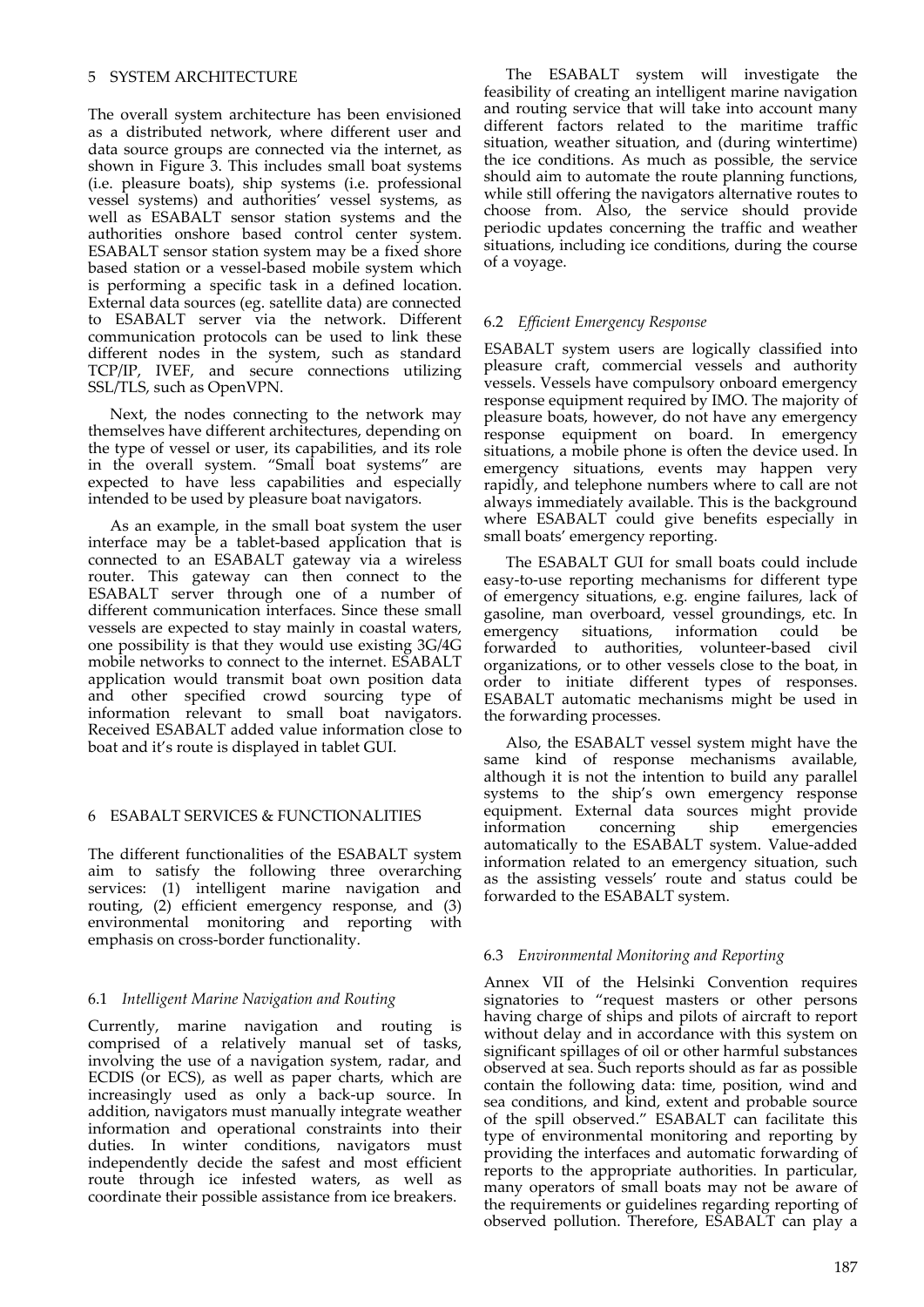## 5 SYSTEM ARCHITECTURE

The overall system architecture has been envisioned as a distributed network, where different user and data source groups are connected via the internet, as shown in Figure 3. This includes small boat systems (i.e. pleasure boats), ship systems (i.e. professional vessel systems) and authorities' vessel systems, as well as ESABALT sensor station systems and the authorities onshore based control center system. ESABALT sensor station system may be a fixed shore based station or a vessel-based mobile system which is performing a specific task in a defined location. External data sources (eg. satellite data) are connected to ESABALT server via the network. Different communication protocols can be used to link these different nodes in the system, such as standard TCP/IP, IVEF, and secure connections utilizing SSL/TLS, such as OpenVPN.

Next, the nodes connecting to the network may themselves have different architectures, depending on the type of vessel or user, its capabilities, and its role in the overall system. "Small boat systems" are expected to have less capabilities and especially intended to be used by pleasure boat navigators.

As an example, in the small boat system the user interface may be a tablet-based application that is connected to an ESABALT gateway via a wireless router. This gateway can then connect to the ESABALT server through one of a number of different communication interfaces. Since these small vessels are expected to stay mainly in coastal waters, one possibility is that they would use existing 3G/4G mobile networks to connect to the internet. ESABALT application would transmit boat own position data and other specified crowd sourcing type of information relevant to small boat navigators. Received ESABALT added value information close to boat and it's route is displayed in tablet GUI.

## 6 ESABALT SERVICES & FUNCTIONALITIES

The different functionalities of the ESABALT system aim to satisfy the following three overarching services: (1) intelligent marine navigation and routing, (2) efficient emergency response, and (3) environmental monitoring and reporting with emphasis on cross-border functionality.

### 6.1 *Intelligent Marine Navigation and Routing*

Currently, marine navigation and routing is comprised of a relatively manual set of tasks, involving the use of a navigation system, radar, and ECDIS (or ECS), as well as paper charts, which are increasingly used as only a back-up source. In addition, navigators must manually integrate weather information and operational constraints into their duties. In winter conditions, navigators must independently decide the safest and most efficient route through ice infested waters, as well as coordinate their possible assistance from ice breakers.

The ESABALT system will investigate the feasibility of creating an intelligent marine navigation and routing service that will take into account many different factors related to the maritime traffic situation, weather situation, and (during wintertime) the ice conditions. As much as possible, the service should aim to automate the route planning functions, while still offering the navigators alternative routes to choose from. Also, the service should provide periodic updates concerning the traffic and weather situations, including ice conditions, during the course of a voyage.

### 6.2 *Efficient Emergency Response*

ESABALT system users are logically classified into pleasure craft, commercial vessels and authority vessels. Vessels have compulsory onboard emergency response equipment required by IMO. The majority of pleasure boats, however, do not have any emergency response equipment on board. In emergency situations, a mobile phone is often the device used. In emergency situations, events may happen very rapidly, and telephone numbers where to call are not always immediately available. This is the background where ESABALT could give benefits especially in small boats' emergency reporting.

The ESABALT GUI for small boats could include easy-to-use reporting mechanisms for different type of emergency situations, e.g. engine failures, lack of gasoline, man overboard, vessel groundings, etc. In emergency situations, information could be forwarded to authorities, volunteer-based civil organizations, or to other vessels close to the boat, in order to initiate different types of responses. ESABALT automatic mechanisms might be used in the forwarding processes.

Also, the ESABALT vessel system might have the same kind of response mechanisms available, although it is not the intention to build any parallel systems to the ship's own emergency response equipment. External data sources might provide information concerning ship emergencies automatically to the ESABALT system. Value-added information related to an emergency situation, such as the assisting vessels' route and status could be forwarded to the ESABALT system.

### 6.3 *Environmental Monitoring and Reporting*

Annex VII of the Helsinki Convention requires signatories to "request masters or other persons having charge of ships and pilots of aircraft to report without delay and in accordance with this system on significant spillages of oil or other harmful substances observed at sea. Such reports should as far as possible contain the following data: time, position, wind and sea conditions, and kind, extent and probable source of the spill observed." ESABALT can facilitate this type of environmental monitoring and reporting by providing the interfaces and automatic forwarding of reports to the appropriate authorities. In particular, many operators of small boats may not be aware of the requirements or guidelines regarding reporting of observed pollution. Therefore, ESABALT can play a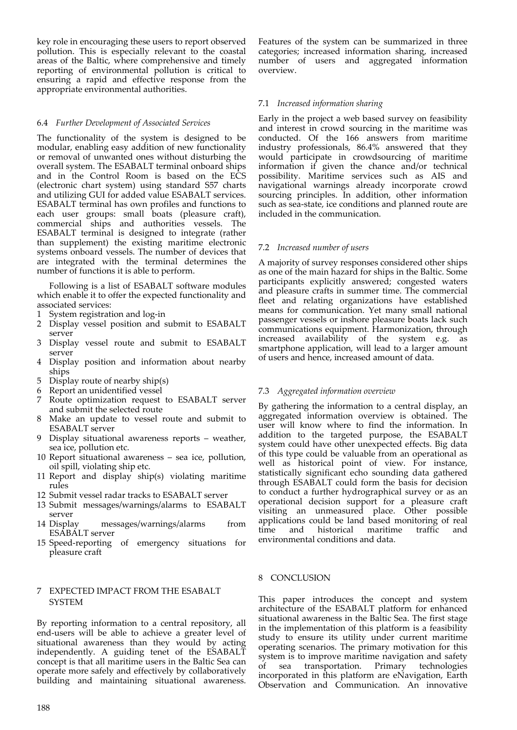key role in encouraging these users to report observed pollution. This is especially relevant to the coastal areas of the Baltic, where comprehensive and timely reporting of environmental pollution is critical to ensuring a rapid and effective response from the appropriate environmental authorities.

### 6.4 *Further Development of Associated Services*

The functionality of the system is designed to be modular, enabling easy addition of new functionality or removal of unwanted ones without disturbing the overall system. The ESABALT terminal onboard ships and in the Control Room is based on the ECS (electronic chart system) using standard S57 charts and utilizing GUI for added value ESABALT services. ESABALT terminal has own profiles and functions to each user groups: small boats (pleasure craft), commercial ships and authorities vessels. The ESABALT terminal is designed to integrate (rather than supplement) the existing maritime electronic systems onboard vessels. The number of devices that are integrated with the terminal determines the number of functions it is able to perform.

Following is a list of ESABALT software modules which enable it to offer the expected functionality and associated services:

1. System registration and log-in
2. Display vessel position and submit to ESABALT server
3. Display vessel route and submit to ESABALT server
4. Display position and information about nearby ships
5. Display route of nearby ship(s)
6. Report an unidentified vessel
7. Route optimization request to ESABALT server and submit the selected route
8. Make an update to vessel route and submit to ESABALT server
9. Display situational awareness reports – weather, sea ice, pollution etc.
10. Report situational awareness – sea ice, pollution, oil spill, violating ship etc.
11. Report and display ship(s) violating maritime rules
12. Submit vessel radar tracks to ESABALT server
13. Submit messages/warnings/alarms to ESABALT server
14. Display messages/warnings/alarms from ESABALT server
15. Speed-reporting of emergency situations for pleasure craft

## 7 EXPECTED IMPACT FROM THE ESABALT SYSTEM

By reporting information to a central repository, all end-users will be able to achieve a greater level of situational awareness than they would by acting independently. A guiding tenet of the ESABALT concept is that all maritime users in the Baltic Sea can operate more safely and effectively by collaboratively building and maintaining situational awareness. Features of the system can be summarized in three categories; increased information sharing, increased number of users and aggregated information overview.

### 7.1 *Increased information sharing*

Early in the project a web based survey on feasibility and interest in crowd sourcing in the maritime was conducted. Of the 166 answers from maritime industry professionals, 86.4% answered that they would participate in crowdsourcing of maritime information if given the chance and/or technical possibility. Maritime services such as AIS and navigational warnings already incorporate crowd sourcing principles. In addition, other information such as sea-state, ice conditions and planned route are included in the communication.

### 7.2 *Increased number of users*

A majority of survey responses considered other ships as one of the main hazard for ships in the Baltic. Some participants explicitly answered; congested waters and pleasure crafts in summer time. The commercial fleet and relating organizations have established means for communication. Yet many small national passenger vessels or inshore pleasure boats lack such communications equipment. Harmonization, through increased availability of the system e.g. as smartphone application, will lead to a larger amount of users and hence, increased amount of data.

### 7.3 *Aggregated information overview*

By gathering the information to a central display, an aggregated information overview is obtained. The user will know where to find the information. In addition to the targeted purpose, the ESABALT system could have other unexpected effects. Big data of this type could be valuable from an operational as well as historical point of view. For instance, statistically significant echo sounding data gathered through ESABALT could form the basis for decision to conduct a further hydrographical survey or as an operational decision support for a pleasure craft visiting an unmeasured place. Other possible applications could be land based monitoring of real time and historical maritime traffic and environmental conditions and data.

## 8 CONCLUSION

This paper introduces the concept and system architecture of the ESABALT platform for enhanced situational awareness in the Baltic Sea. The first stage in the implementation of this platform is a feasibility study to ensure its utility under current maritime operating scenarios. The primary motivation for this system is to improve maritime navigation and safety of sea transportation. Primary technologies incorporated in this platform are eNavigation, Earth Observation and Communication. An innovative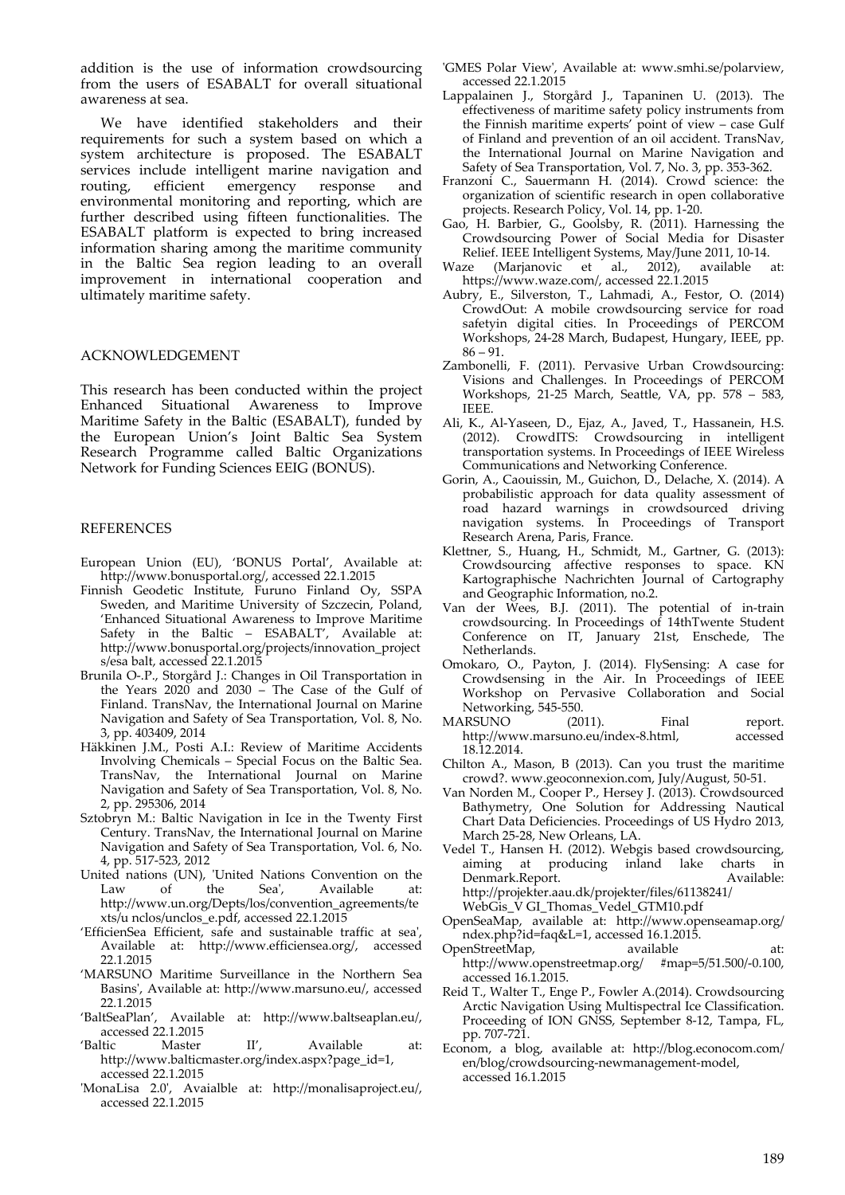addition is the use of information crowdsourcing from the users of ESABALT for overall situational awareness at sea.

We have identified stakeholders and their requirements for such a system based on which a system architecture is proposed. The ESABALT services include intelligent marine navigation and routing, efficient emergency response and environmental monitoring and reporting, which are further described using fifteen functionalities. The ESABALT platform is expected to bring increased information sharing among the maritime community in the Baltic Sea region leading to an overall improvement in international cooperation and ultimately maritime safety.

## ACKNOWLEDGEMENT

This research has been conducted within the project Enhanced Situational Awareness to Improve Maritime Safety in the Baltic (ESABALT), funded by the European Union's Joint Baltic Sea System Research Programme called Baltic Organizations Network for Funding Sciences EEIG (BONUS).

## REFERENCES

European Union (EU), 'BONUS Portal', Available at: http://www.bonusportal.org/, accessed 22.1.2015

Finnish Geodetic Institute, Furuno Finland Oy, SSPA Sweden, and Maritime University of Szczecin, Poland, 'Enhanced Situational Awareness to Improve Maritime Safety in the Baltic – ESABALT', Available at: http://www.bonusportal.org/projects/innovation_projects/esa balt, accessed 22.1.2015

Brunila O-.P., Storgård J.: Changes in Oil Transportation in the Years 2020 and 2030 – The Case of the Gulf of Finland. TransNav, the International Journal on Marine Navigation and Safety of Sea Transportation, Vol. 8, No. 3, pp. 403409, 2014

Häkkinen J.M., Posti A.I.: Review of Maritime Accidents Involving Chemicals – Special Focus on the Baltic Sea. TransNav, the International Journal on Marine Navigation and Safety of Sea Transportation, Vol. 8, No. 2, pp. 295306, 2014

Sztobryn M.: Baltic Navigation in Ice in the Twenty First Century. TransNav, the International Journal on Marine Navigation and Safety of Sea Transportation, Vol. 6, No. 4, pp. 517-523, 2012

United nations (UN), 'United Nations Convention on the Law of the Sea', Available at: http://www.un.org/Depts/los/convention_agreements/texts/u nclos/unclos_e.pdf, accessed 22.1.2015

'EfficienSea Efficient, safe and sustainable traffic at sea', Available at: http://www.efficiensea.org/, accessed 22.1.2015

'MARSUNO Maritime Surveillance in the Northern Sea Basins', Available at: http://www.marsuno.eu/, accessed 22.1.2015

'BaltSeaPlan', Available at: http://www.baltseaplan.eu/, accessed 22.1.2015

'Baltic Master II', Available at: http://www.balticmaster.org/index.aspx?page_id=1, accessed 22.1.2015

'MonaLisa 2.0', Avaialble at: http://monalisaproject.eu/, accessed 22.1.2015

'GMES Polar View', Available at: www.smhi.se/polarview, accessed 22.1.2015

Lappalainen J., Storgård J., Tapaninen U. (2013). The effectiveness of maritime safety policy instruments from the Finnish maritime experts' point of view – case Gulf of Finland and prevention of an oil accident. TransNav, the International Journal on Marine Navigation and Safety of Sea Transportation, Vol. 7, No. 3, pp. 353-362.

Franzoni C., Sauermann H. (2014). Crowd science: the organization of scientific research in open collaborative projects. Research Policy, Vol. 14, pp. 1-20.

Gao, H. Barbier, G., Goolsby, R. (2011). Harnessing the Crowdsourcing Power of Social Media for Disaster Relief. IEEE Intelligent Systems, May/June 2011, 10-14.

Waze (Marjanovic et al., 2012), available at: https://www.waze.com/, accessed 22.1.2015

Aubry, E., Silverston, T., Lahmadi, A., Festor, O. (2014) CrowdOut: A mobile crowdsourcing service for road safetyin digital cities. In Proceedings of PERCOM Workshops, 24-28 March, Budapest, Hungary, IEEE, pp. 86 – 91.

Zambonelli, F. (2011). Pervasive Urban Crowdsourcing: Visions and Challenges. In Proceedings of PERCOM Workshops, 21-25 March, Seattle, VA, pp. 578 – 583, IEEE.

Ali, K., Al-Yaseen, D., Ejaz, A., Javed, T., Hassanein, H.S. (2012). CrowdITS: Crowdsourcing in intelligent transportation systems. In Proceedings of IEEE Wireless Communications and Networking Conference.

Gorin, A., Caouissin, M., Guichon, D., Delache, X. (2014). A probabilistic approach for data quality assessment of road hazard warnings in crowdsourced driving navigation systems. In Proceedings of Transport Research Arena, Paris, France.

Klettner, S., Huang, H., Schmidt, M., Gartner, G. (2013): Crowdsourcing affective responses to space. KN Kartographische Nachrichten Journal of Cartography and Geographic Information, no.2.

Van der Wees, B.J. (2011). The potential of in-train crowdsourcing. In Proceedings of 14thTwente Student Conference on IT, January 21st, Enschede, The Netherlands.

Omokaro, O., Payton, J. (2014). FlySensing: A case for Crowdsensing in the Air. In Proceedings of IEEE Workshop on Pervasive Collaboration and Social Networking, 545-550.

MARSUNO (2011). Final report. http://www.marsuno.eu/index-8.html, accessed 18.12.2014.

Chilton A., Mason, B (2013). Can you trust the maritime crowd?. www.geoconnexion.com, July/August, 50-51.

Van Norden M., Cooper P., Hersey J. (2013). Crowdsourced Bathymetry, One Solution for Addressing Nautical Chart Data Deficiencies. Proceedings of US Hydro 2013, March 25-28, New Orleans, LA.

Vedel T., Hansen H. (2012). Webgis based crowdsourcing, aiming at producing inland lake charts in Denmark.Report. Available: http://projekter.aau.dk/projekter/files/61138241/ WebGis_V GI_Thomas_Vedel_GTM10.pdf

OpenSeaMap, available at: http://www.openseamap.org/ndex.php?id=faq&L=1, accessed 16.1.2015.

OpenStreetMap, available at: http://www.openstreetmap.org/ #map=5/51.500/-0.100, accessed 16.1.2015.

Reid T., Walter T., Enge P., Fowler A.(2014). Crowdsourcing Arctic Navigation Using Multispectral Ice Classification. Proceeding of ION GNSS, September 8-12, Tampa, FL, pp. 707-721.

Econom, a blog, available at: http://blog.econocom.com/en/blog/crowdsourcing-newmanagement-model, accessed 16.1.2015